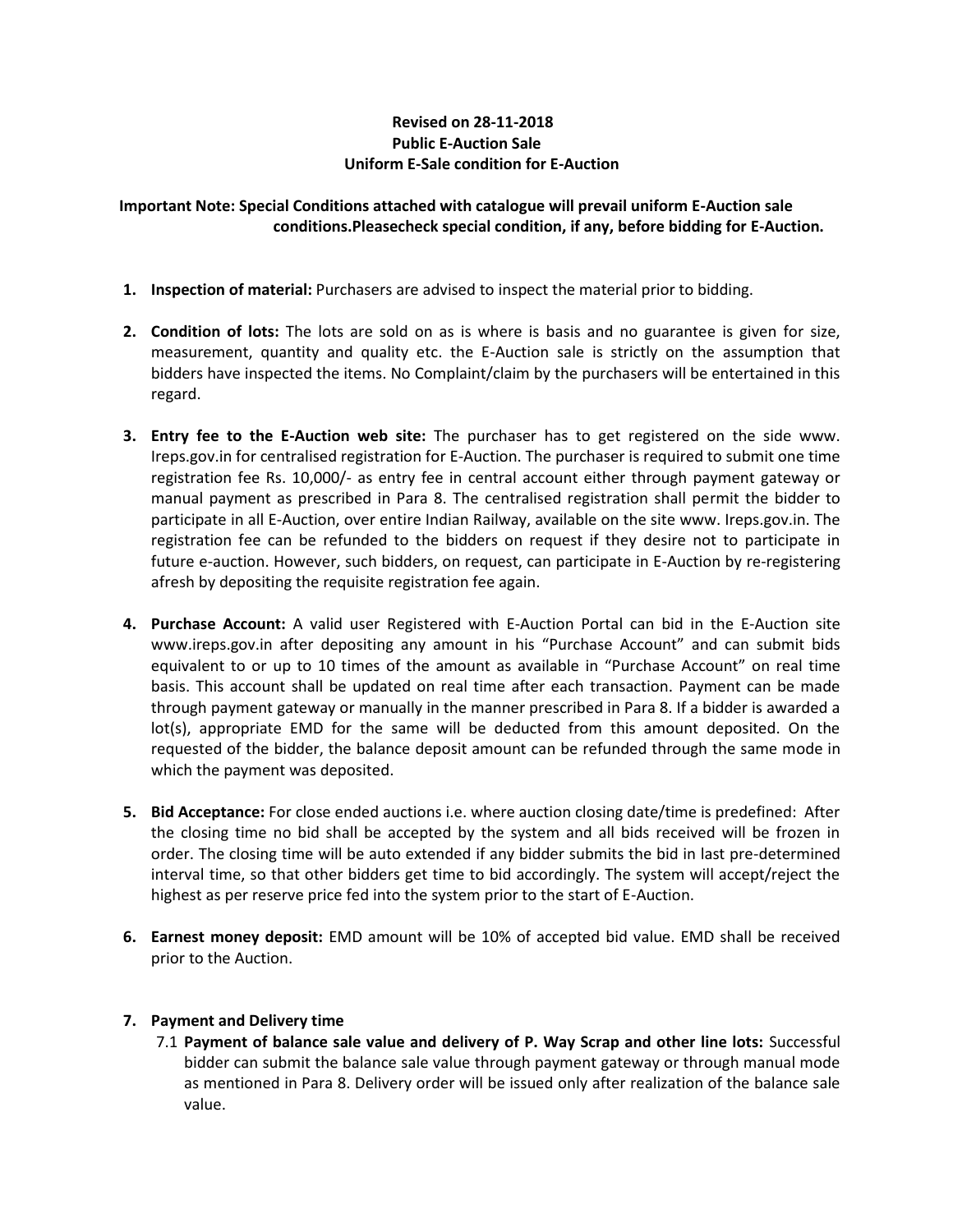**Revised on 28-11-2018**
**Public E-Auction Sale**
**Uniform E-Sale condition for E-Auction**

**Important Note: Special Conditions attached with catalogue will prevail uniform E-Auction sale conditions.Pleasecheck special condition, if any, before bidding for E-Auction.**

1. **Inspection of material:** Purchasers are advised to inspect the material prior to bidding.

2. **Condition of lots:** The lots are sold on as is where is basis and no guarantee is given for size, measurement, quantity and quality etc. the E-Auction sale is strictly on the assumption that bidders have inspected the items. No Complaint/claim by the purchasers will be entertained in this regard.

3. **Entry fee to the E-Auction web site:** The purchaser has to get registered on the side www. Ireps.gov.in for centralised registration for E-Auction. The purchaser is required to submit one time registration fee Rs. 10,000/- as entry fee in central account either through payment gateway or manual payment as prescribed in Para 8. The centralised registration shall permit the bidder to participate in all E-Auction, over entire Indian Railway, available on the site www. Ireps.gov.in. The registration fee can be refunded to the bidders on request if they desire not to participate in future e-auction. However, such bidders, on request, can participate in E-Auction by re-registering afresh by depositing the requisite registration fee again.

4. **Purchase Account:** A valid user Registered with E-Auction Portal can bid in the E-Auction site www.ireps.gov.in after depositing any amount in his "Purchase Account" and can submit bids equivalent to or up to 10 times of the amount as available in "Purchase Account" on real time basis. This account shall be updated on real time after each transaction. Payment can be made through payment gateway or manually in the manner prescribed in Para 8. If a bidder is awarded a lot(s), appropriate EMD for the same will be deducted from this amount deposited. On the requested of the bidder, the balance deposit amount can be refunded through the same mode in which the payment was deposited.

5. **Bid Acceptance:** For close ended auctions i.e. where auction closing date/time is predefined: After the closing time no bid shall be accepted by the system and all bids received will be frozen in order. The closing time will be auto extended if any bidder submits the bid in last pre-determined interval time, so that other bidders get time to bid accordingly. The system will accept/reject the highest as per reserve price fed into the system prior to the start of E-Auction.

6. **Earnest money deposit:** EMD amount will be 10% of accepted bid value. EMD shall be received prior to the Auction.

7. **Payment and Delivery time**

   7.1 **Payment of balance sale value and delivery of P. Way Scrap and other line lots:** Successful bidder can submit the balance sale value through payment gateway or through manual mode as mentioned in Para 8. Delivery order will be issued only after realization of the balance sale value.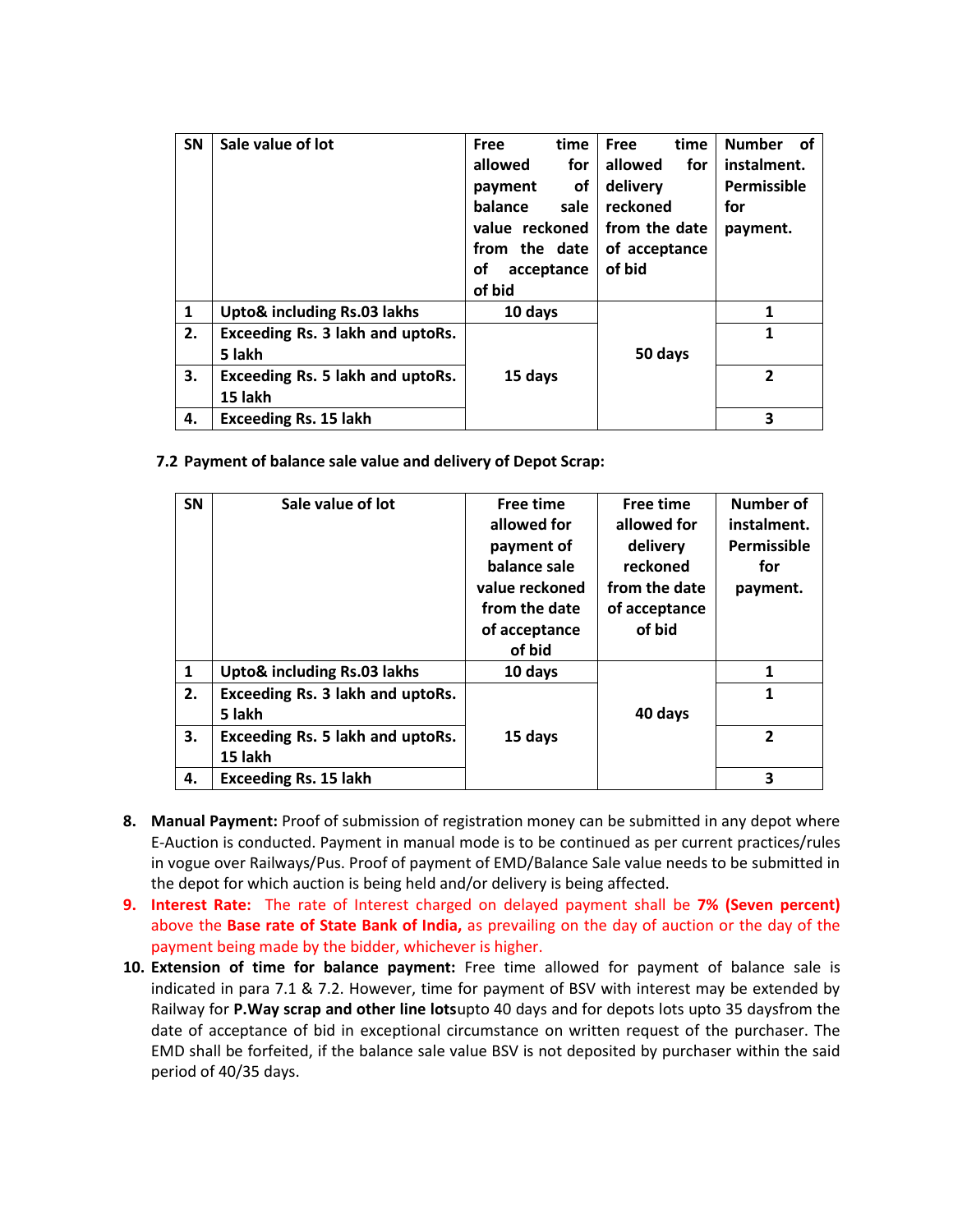| SN | Sale value of lot | Free time allowed for payment of balance sale value reckoned from the date of acceptance of bid | Free time allowed for delivery reckoned from the date of acceptance of bid | Number of instalment. Permissible for payment. |
|---|---|---|---|---|
| **1** | **Upto& including Rs.03 lakhs** | **10 days** | **50 days** | **1** |
| **2.** | **Exceeding Rs. 3 lakh and uptoRs. 5 lakh** | **15 days** | | **1** |
| **3.** | **Exceeding Rs. 5 lakh and uptoRs. 15 lakh** | | | **2** |
| **4.** | **Exceeding Rs. 15 lakh** | | | **3** |

**7.2 Payment of balance sale value and delivery of Depot Scrap:**

| SN | Sale value of lot | Free time allowed for payment of balance sale value reckoned from the date of acceptance of bid | Free time allowed for delivery reckoned from the date of acceptance of bid | Number of instalment. Permissible for payment. |
|---|---|---|---|---|
| **1** | **Upto& including Rs.03 lakhs** | **10 days** | **40 days** | **1** |
| **2.** | **Exceeding Rs. 3 lakh and uptoRs. 5 lakh** | **15 days** | | **1** |
| **3.** | **Exceeding Rs. 5 lakh and uptoRs. 15 lakh** | | | **2** |
| **4.** | **Exceeding Rs. 15 lakh** | | | **3** |

8. **Manual Payment:** Proof of submission of registration money can be submitted in any depot where E-Auction is conducted. Payment in manual mode is to be continued as per current practices/rules in vogue over Railways/Pus. Proof of payment of EMD/Balance Sale value needs to be submitted in the depot for which auction is being held and/or delivery is being affected.
9. **Interest Rate:** The rate of Interest charged on delayed payment shall be **7% (Seven percent)** above the **Base rate of State Bank of India,** as prevailing on the day of auction or the day of the payment being made by the bidder, whichever is higher.
10. **Extension of time for balance payment:** Free time allowed for payment of balance sale is indicated in para 7.1 & 7.2. However, time for payment of BSV with interest may be extended by Railway for **P.Way scrap and other line lots**upto 40 days and for depots lots upto 35 daysfrom the date of acceptance of bid in exceptional circumstance on written request of the purchaser. The EMD shall be forfeited, if the balance sale value BSV is not deposited by purchaser within the said period of 40/35 days.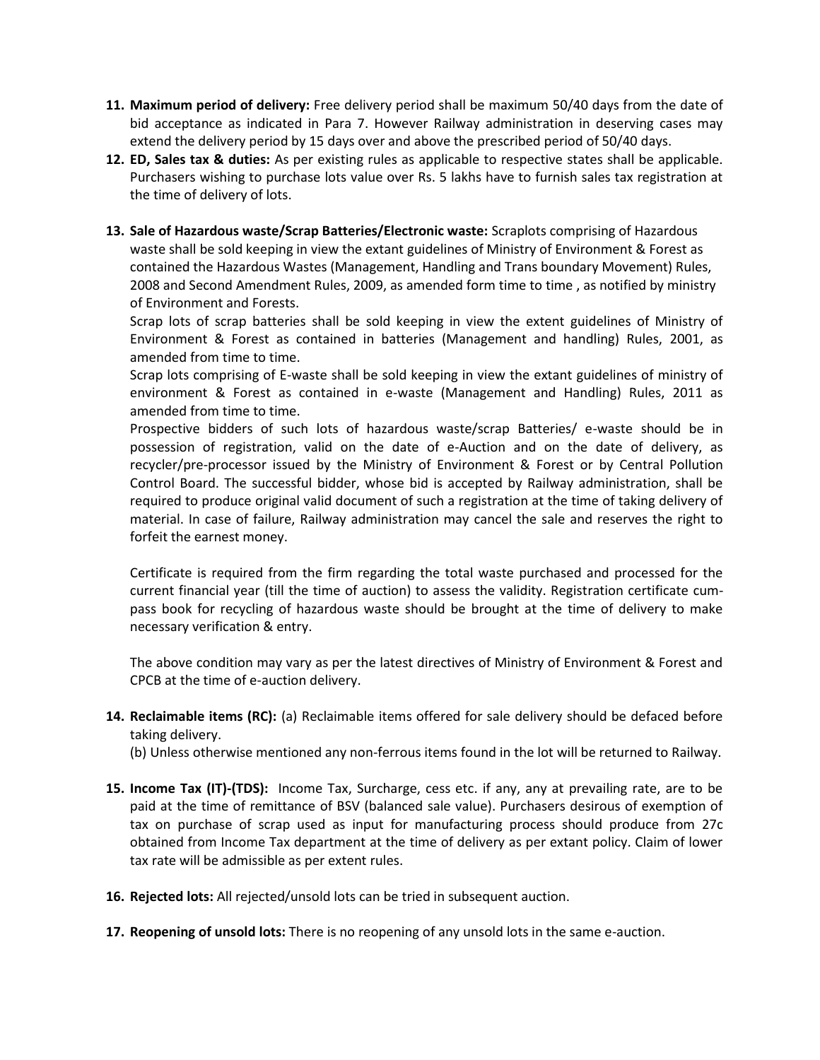11. **Maximum period of delivery:** Free delivery period shall be maximum 50/40 days from the date of bid acceptance as indicated in Para 7. However Railway administration in deserving cases may extend the delivery period by 15 days over and above the prescribed period of 50/40 days.
12. **ED, Sales tax & duties:** As per existing rules as applicable to respective states shall be applicable. Purchasers wishing to purchase lots value over Rs. 5 lakhs have to furnish sales tax registration at the time of delivery of lots.
13. **Sale of Hazardous waste/Scrap Batteries/Electronic waste:** Scraplots comprising of Hazardous waste shall be sold keeping in view the extant guidelines of Ministry of Environment & Forest as contained the Hazardous Wastes (Management, Handling and Trans boundary Movement) Rules, 2008 and Second Amendment Rules, 2009, as amended form time to time , as notified by ministry of Environment and Forests.

    Scrap lots of scrap batteries shall be sold keeping in view the extent guidelines of Ministry of Environment & Forest as contained in batteries (Management and handling) Rules, 2001, as amended from time to time.

    Scrap lots comprising of E-waste shall be sold keeping in view the extant guidelines of ministry of environment & Forest as contained in e-waste (Management and Handling) Rules, 2011 as amended from time to time.

    Prospective bidders of such lots of hazardous waste/scrap Batteries/ e-waste should be in possession of registration, valid on the date of e-Auction and on the date of delivery, as recycler/pre-processor issued by the Ministry of Environment & Forest or by Central Pollution Control Board. The successful bidder, whose bid is accepted by Railway administration, shall be required to produce original valid document of such a registration at the time of taking delivery of material. In case of failure, Railway administration may cancel the sale and reserves the right to forfeit the earnest money.

    Certificate is required from the firm regarding the total waste purchased and processed for the current financial year (till the time of auction) to assess the validity. Registration certificate cum-pass book for recycling of hazardous waste should be brought at the time of delivery to make necessary verification & entry.

    The above condition may vary as per the latest directives of Ministry of Environment & Forest and CPCB at the time of e-auction delivery.

14. **Reclaimable items (RC):** (a) Reclaimable items offered for sale delivery should be defaced before taking delivery.

    (b) Unless otherwise mentioned any non-ferrous items found in the lot will be returned to Railway.

15. **Income Tax (IT)-(TDS):** Income Tax, Surcharge, cess etc. if any, any at prevailing rate, are to be paid at the time of remittance of BSV (balanced sale value). Purchasers desirous of exemption of tax on purchase of scrap used as input for manufacturing process should produce from 27c obtained from Income Tax department at the time of delivery as per extant policy. Claim of lower tax rate will be admissible as per extent rules.

16. **Rejected lots:** All rejected/unsold lots can be tried in subsequent auction.

17. **Reopening of unsold lots:** There is no reopening of any unsold lots in the same e-auction.